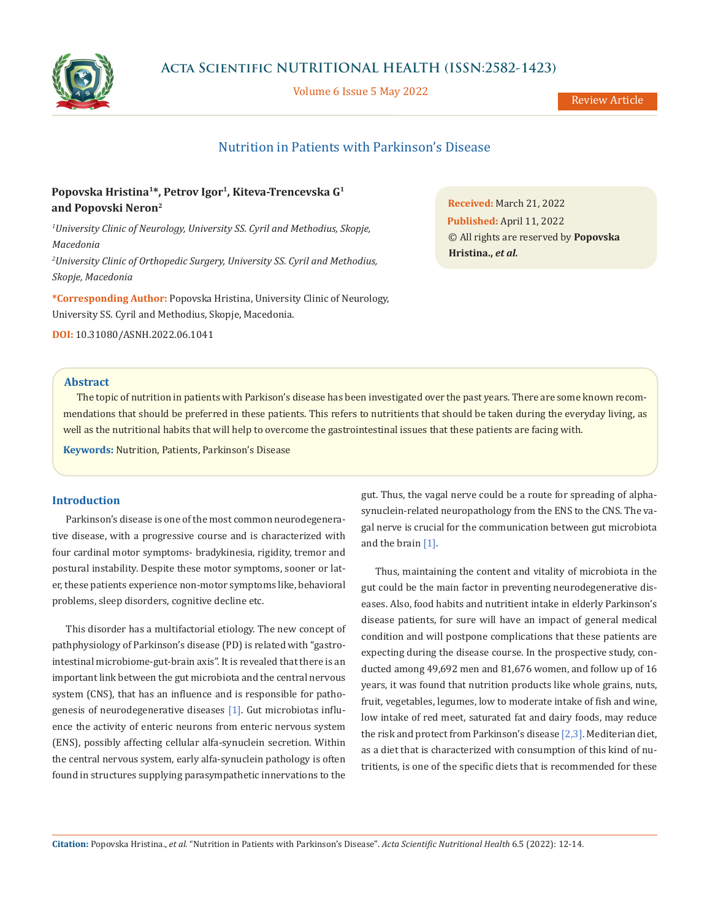Review Article

# Nutrition in Patients with Parkinson's Disease

**Popovska Hristina[1]\*, Petrov Igor[1], Kiteva-Trencevska G[1] and Popovski Neron[2]**

[1]*University Clinic of Neurology, University SS. Cyril and Methodius, Skopje, Macedonia*

[2]*University Clinic of Orthopedic Surgery, University SS. Cyril and Methodius, Skopje, Macedonia*

**\*Corresponding Author:** Popovska Hristina, University Clinic of Neurology, University SS. Cyril and Methodius, Skopje, Macedonia.

**DOI:** 10.31080/ASNH.2022.06.1041

**Received:** March 21, 2022
**Published:** April 11, 2022
© All rights are reserved by **Popovska Hristina., *et al.***

## Abstract

The topic of nutrition in patients with Parkison's disease has been investigated over the past years. There are some known recommendations that should be preferred in these patients. This refers to nutritients that should be taken during the everyday living, as well as the nutritional habits that will help to overcome the gastrointestinal issues that these patients are facing with.

**Keywords:** Nutrition, Patients, Parkinson's Disease

## Introduction

Parkinson's disease is one of the most common neurodegenerative disease, with a progressive course and is characterized with four cardinal motor symptoms- bradykinesia, rigidity, tremor and postural instability. Despite these motor symptoms, sooner or later, these patients experience non-motor symptoms like, behavioral problems, sleep disorders, cognitive decline etc.

This disorder has a multifactorial etiology. The new concept of pathphysiology of Parkinson's disease (PD) is related with "gastrointestinal microbiome-gut-brain axis". It is revealed that there is an important link between the gut microbiota and the central nervous system (CNS), that has an influence and is responsible for pathogenesis of neurodegenerative diseases [1]. Gut microbiotas influence the activity of enteric neurons from enteric nervous system (ENS), possibly affecting cellular alfa-synuclein secretion. Within the central nervous system, early alfa-synuclein pathology is often found in structures supplying parasympathetic innervations to the gut. Thus, the vagal nerve could be a route for spreading of alpha-synuclein-related neuropathology from the ENS to the CNS. The vagal nerve is crucial for the communication between gut microbiota and the brain [1].

Thus, maintaining the content and vitality of microbiota in the gut could be the main factor in preventing neurodegenerative diseases. Also, food habits and nutritient intake in elderly Parkinson's disease patients, for sure will have an impact of general medical condition and will postpone complications that these patients are expecting during the disease course. In the prospective study, conducted among 49,692 men and 81,676 women, and follow up of 16 years, it was found that nutrition products like whole grains, nuts, fruit, vegetables, legumes, low to moderate intake of fish and wine, low intake of red meet, saturated fat and dairy foods, may reduce the risk and protect from Parkinson's disease [2,3]. Mediterian diet, as a diet that is characterized with consumption of this kind of nutritients, is one of the specific diets that is recommended for these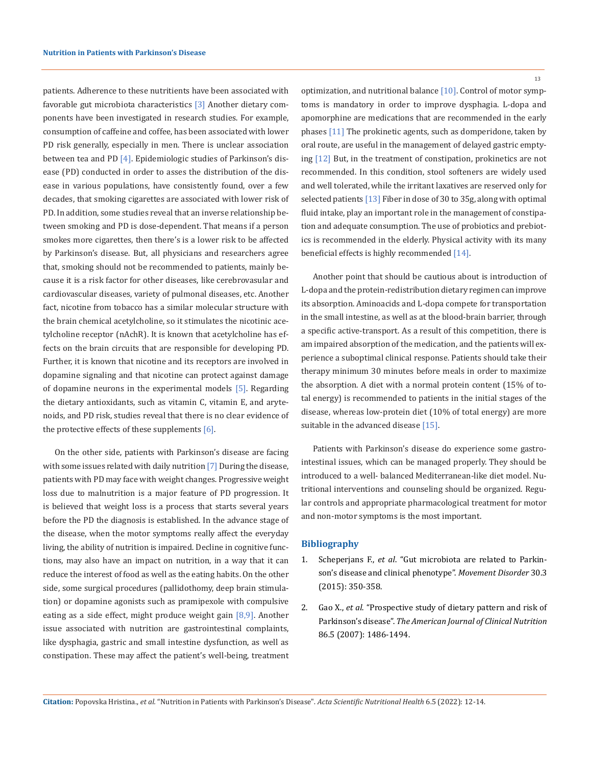patients. Adherence to these nutritients have been associated with favorable gut microbiota characteristics [3] Another dietary components have been investigated in research studies. For example, consumption of caffeine and coffee, has been associated with lower PD risk generally, especially in men. There is unclear association between tea and PD [4]. Epidemiologic studies of Parkinson's disease (PD) conducted in order to asses the distribution of the disease in various populations, have consistently found, over a few decades, that smoking cigarettes are associated with lower risk of PD. In addition, some studies reveal that an inverse relationship between smoking and PD is dose-dependent. That means if a person smokes more cigarettes, then there's is a lower risk to be affected by Parkinson's disease. But, all physicians and researchers agree that, smoking should not be recommended to patients, mainly because it is a risk factor for other diseases, like cerebrovasular and cardiovascular diseases, variety of pulmonal diseases, etc. Another fact, nicotine from tobacco has a similar molecular structure with the brain chemical acetylcholine, so it stimulates the nicotinic acetylcholine receptor (nAchR). It is known that acetylcholine has effects on the brain circuits that are responsible for developing PD. Further, it is known that nicotine and its receptors are involved in dopamine signaling and that nicotine can protect against damage of dopamine neurons in the experimental models [5]. Regarding the dietary antioxidants, such as vitamin C, vitamin E, and arytenoids, and PD risk, studies reveal that there is no clear evidence of the protective effects of these supplements [6].

On the other side, patients with Parkinson's disease are facing with some issues related with daily nutrition [7] During the disease, patients with PD may face with weight changes. Progressive weight loss due to malnutrition is a major feature of PD progression. It is believed that weight loss is a process that starts several years before the PD the diagnosis is established. In the advance stage of the disease, when the motor symptoms really affect the everyday living, the ability of nutrition is impaired. Decline in cognitive functions, may also have an impact on nutrition, in a way that it can reduce the interest of food as well as the eating habits. On the other side, some surgical procedures (pallidothomy, deep brain stimulation) or dopamine agonists such as pramipexole with compulsive eating as a side effect, might produce weight gain [8,9]. Another issue associated with nutrition are gastrointestinal complaints, like dysphagia, gastric and small intestine dysfunction, as well as constipation. These may affect the patient's well-being, treatment optimization, and nutritional balance [10]. Control of motor symptoms is mandatory in order to improve dysphagia. L-dopa and apomorphine are medications that are recommended in the early phases [11] The prokinetic agents, such as domperidone, taken by oral route, are useful in the management of delayed gastric emptying [12] But, in the treatment of constipation, prokinetics are not recommended. In this condition, stool softeners are widely used and well tolerated, while the irritant laxatives are reserved only for selected patients [13] Fiber in dose of 30 to 35g, along with optimal fluid intake, play an important role in the management of constipation and adequate consumption. The use of probiotics and prebiotics is recommended in the elderly. Physical activity with its many beneficial effects is highly recommended [14].

Another point that should be cautious about is introduction of L-dopa and the protein-redistribution dietary regimen can improve its absorption. Aminoacids and L-dopa compete for transportation in the small intestine, as well as at the blood-brain barrier, through a specific active-transport. As a result of this competition, there is am impaired absorption of the medication, and the patients will experience a suboptimal clinical response. Patients should take their therapy minimum 30 minutes before meals in order to maximize the absorption. A diet with a normal protein content (15% of total energy) is recommended to patients in the initial stages of the disease, whereas low-protein diet (10% of total energy) are more suitable in the advanced disease [15].

Patients with Parkinson's disease do experience some gastrointestinal issues, which can be managed properly. They should be introduced to a well- balanced Mediterranean-like diet model. Nutritional interventions and counseling should be organized. Regular controls and appropriate pharmacological treatment for motor and non-motor symptoms is the most important.

## Bibliography

1. Scheperjans F., *et al*. "Gut microbiota are related to Parkinson's disease and clinical phenotype". *Movement Disorder* 30.3 (2015): 350-358.

2. Gao X., *et al*. "Prospective study of dietary pattern and risk of Parkinson's disease". *The American Journal of Clinical Nutrition* 86.5 (2007): 1486-1494.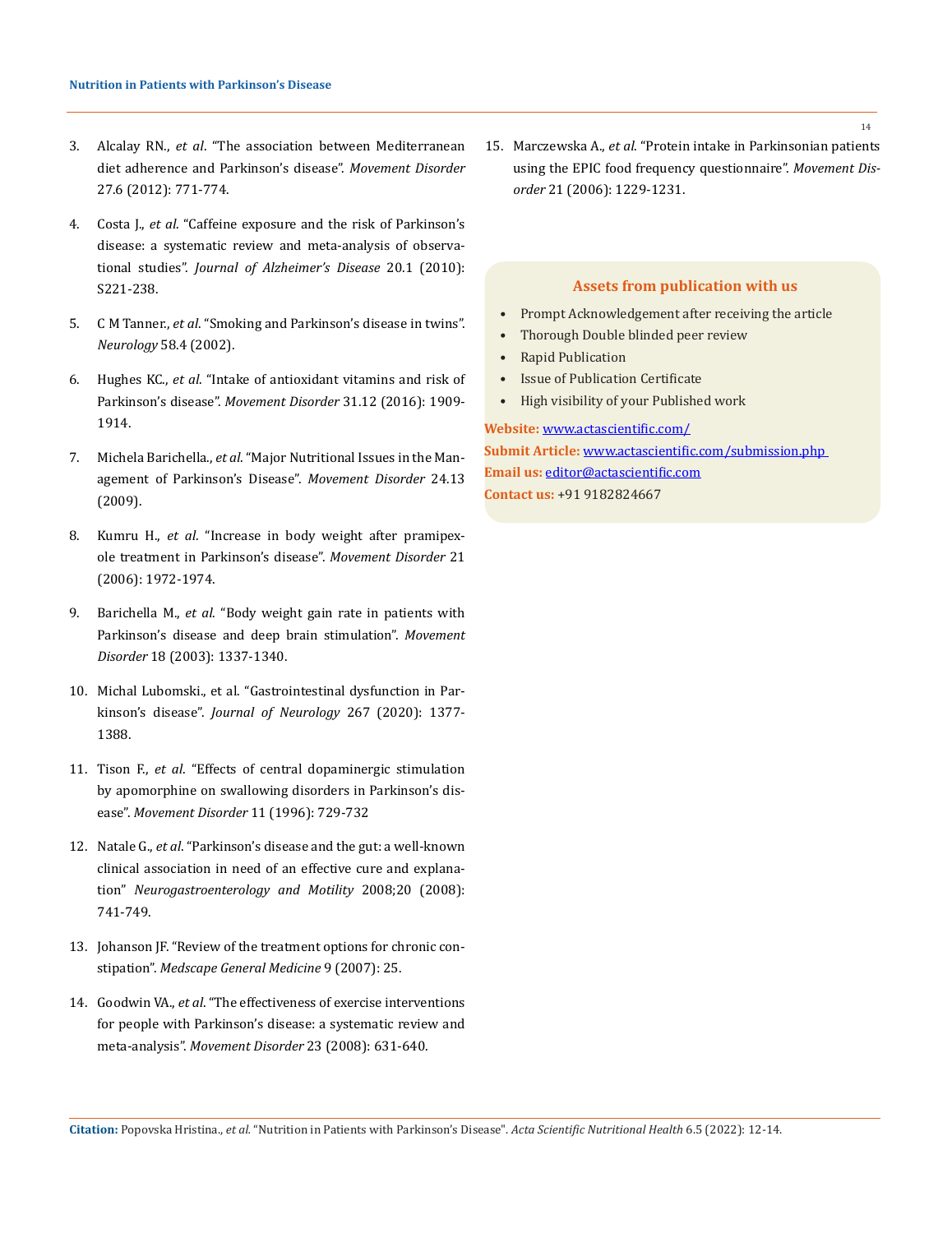3. Alcalay RN., *et al*. "The association between Mediterranean diet adherence and Parkinson's disease". *Movement Disorder* 27.6 (2012): 771-774.

4. Costa J., *et al*. "Caffeine exposure and the risk of Parkinson's disease: a systematic review and meta-analysis of observational studies". *Journal of Alzheimer's Disease* 20.1 (2010): S221-238.

5. C M Tanner., *et al*. "Smoking and Parkinson's disease in twins". *Neurology* 58.4 (2002).

6. Hughes KC., *et al*. "Intake of antioxidant vitamins and risk of Parkinson's disease". *Movement Disorder* 31.12 (2016): 1909-1914.

7. Michela Barichella., *et al*. "Major Nutritional Issues in the Management of Parkinson's Disease". *Movement Disorder* 24.13 (2009).

8. Kumru H., *et al*. "Increase in body weight after pramipexole treatment in Parkinson's disease". *Movement Disorder* 21 (2006): 1972-1974.

9. Barichella M., *et al*. "Body weight gain rate in patients with Parkinson's disease and deep brain stimulation". *Movement Disorder* 18 (2003): 1337-1340.

10. Michal Lubomski., et al. "Gastrointestinal dysfunction in Parkinson's disease". *Journal of Neurology* 267 (2020): 1377-1388.

11. Tison F., *et al*. "Effects of central dopaminergic stimulation by apomorphine on swallowing disorders in Parkinson's disease". *Movement Disorder* 11 (1996): 729-732

12. Natale G., *et al*. "Parkinson's disease and the gut: a well-known clinical association in need of an effective cure and explanation" *Neurogastroenterology and Motility* 2008;20 (2008): 741-749.

13. Johanson JF. "Review of the treatment options for chronic constipation". *Medscape General Medicine* 9 (2007): 25.

14. Goodwin VA., *et al*. "The effectiveness of exercise interventions for people with Parkinson's disease: a systematic review and meta-analysis". *Movement Disorder* 23 (2008): 631-640.

15. Marczewska A., *et al*. "Protein intake in Parkinsonian patients using the EPIC food frequency questionnaire". *Movement Disorder* 21 (2006): 1229-1231.

**Assets from publication with us**

- Prompt Acknowledgement after receiving the article
- Thorough Double blinded peer review
- Rapid Publication
- Issue of Publication Certificate
- High visibility of your Published work

**Website:** www.actascientific.com/

**Submit Article:** www.actascientific.com/submission.php

**Email us:** editor@actascientific.com

**Contact us:** +91 9182824667